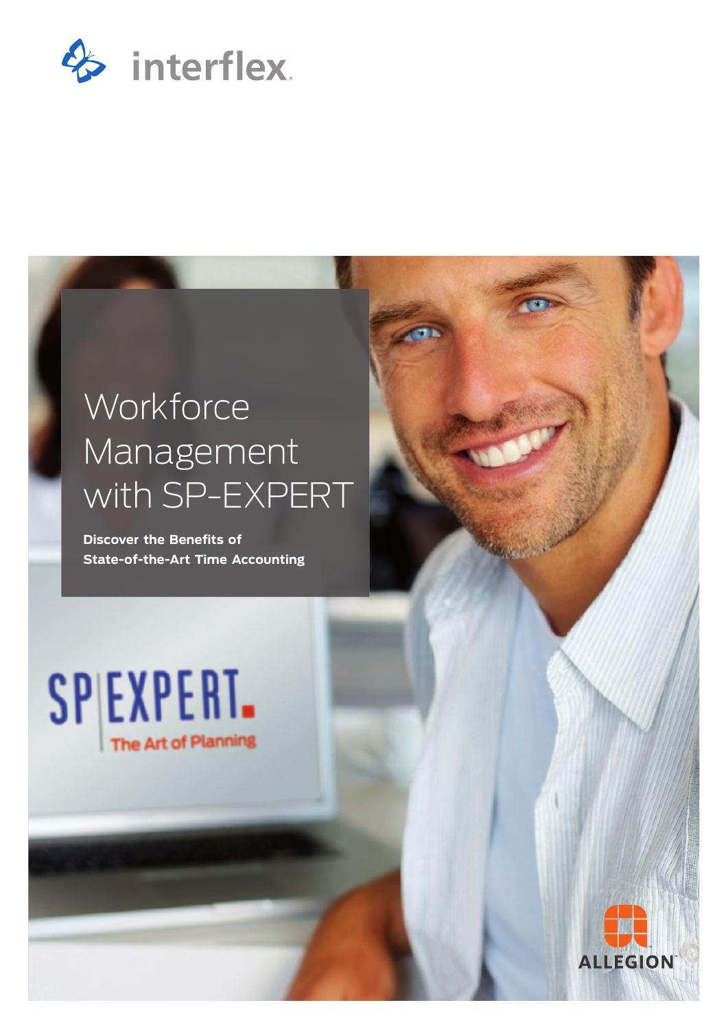interflex

# Workforce Management with SP-EXPERT

**Discover the Benefits of State-of-the-Art Time Accounting**

SP EXPERT

The Art of Planning

ALLEGION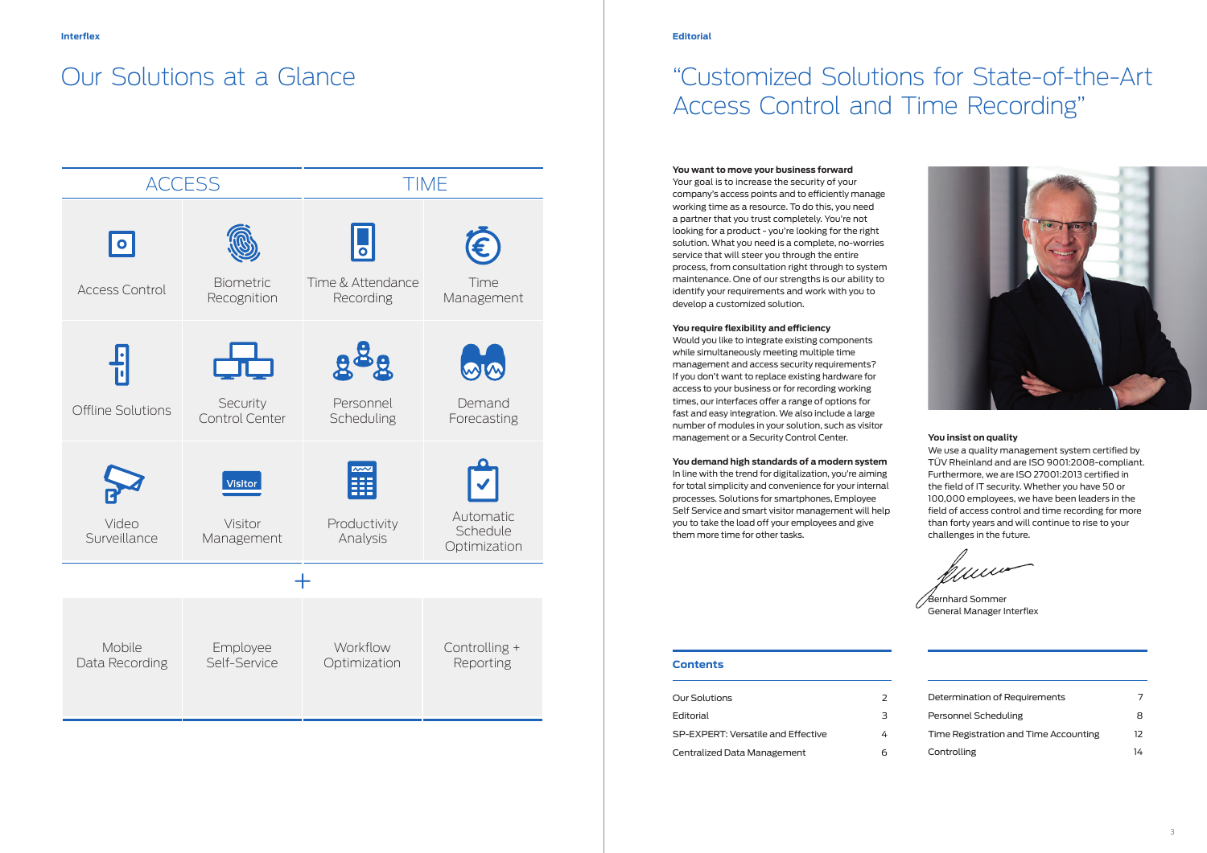# Our Solutions at a Glance

| ACCESS | | TIME | |
|---|---|---|---|
| Access Control | Biometric Recognition | Time & Attendance Recording | Time Management |
| Offline Solutions | Security Control Center | Personnel Scheduling | Demand Forecasting |
| Video Surveillance | Visitor Management | Productivity Analysis | Automatic Schedule Optimization |

\+

| | | | |
|---|---|---|---|
| Mobile Data Recording | Employee Self-Service | Workflow Optimization | Controlling + Reporting |

Editorial

# "Customized Solutions for State-of-the-Art Access Control and Time Recording"

**You want to move your business forward**
Your goal is to increase the security of your company's access points and to efficiently manage working time as a resource. To do this, you need a partner that you trust completely. You're not looking for a product - you're looking for the right solution. What you need is a complete, no-worries service that will steer you through the entire process, from consultation right through to system maintenance. One of our strengths is our ability to identify your requirements and work with you to develop a customized solution.

**You require flexibility and efficiency**
Would you like to integrate existing components while simultaneously meeting multiple time management and access security requirements? If you don't want to replace existing hardware for access to your business or for recording working times, our interfaces offer a range of options for fast and easy integration. We also include a large number of modules in your solution, such as visitor management or a Security Control Center.

**You demand high standards of a modern system**
In line with the trend for digitalization, you're aiming for total simplicity and convenience for your internal processes. Solutions for smartphones, Employee Self Service and smart visitor management will help you to take the load off your employees and give them more time for other tasks.

**You insist on quality**
We use a quality management system certified by TÜV Rheinland and are ISO 9001:2008-compliant. Furthermore, we are ISO 27001:2013 certified in the field of IT security. Whether you have 50 or 100,000 employees, we have been leaders in the field of access control and time recording for more than forty years and will continue to rise to your challenges in the future.

Bernhard Sommer
General Manager Interflex

## Contents

| | |
|---|---|
| Our Solutions | 2 |
| Editorial | 3 |
| SP-EXPERT: Versatile and Effective | 4 |
| Centralized Data Management | 6 |
| Determination of Requirements | 7 |
| Personnel Scheduling | 8 |
| Time Registration and Time Accounting | 12 |
| Controlling | 14 |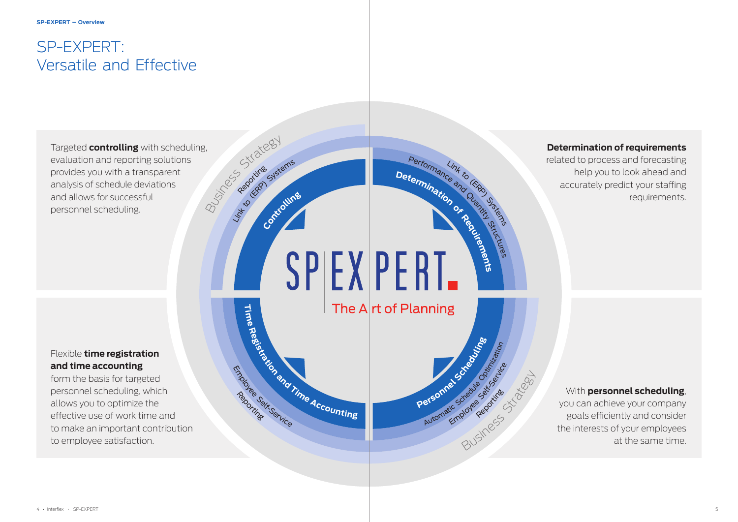# SP-EXPERT: Versatile and Effective

Targeted **controlling** with scheduling, evaluation and reporting solutions provides you with a transparent analysis of schedule deviations and allows for successful personnel scheduling.

**Determination of requirements** related to process and forecasting help you to look ahead and accurately predict your staffing requirements.

Business Strategy

Reporting
Link to (ERP) Systems
Controlling

Performance and Quantity Structures
Link to (ERP) Systems
Determination of Requirements

SP EXPERT
The Art of Planning

Time Registration and Time Accounting
Employee Self-Service
Reporting

Personnel Scheduling
Automatic Schedule Optimization
Employee Self-Service
Reporting

Business Strategy

Flexible **time registration and time accounting** form the basis for targeted personnel scheduling, which allows you to optimize the effective use of work time and to make an important contribution to employee satisfaction.

With **personnel scheduling**, you can achieve your company goals efficiently and consider the interests of your employees at the same time.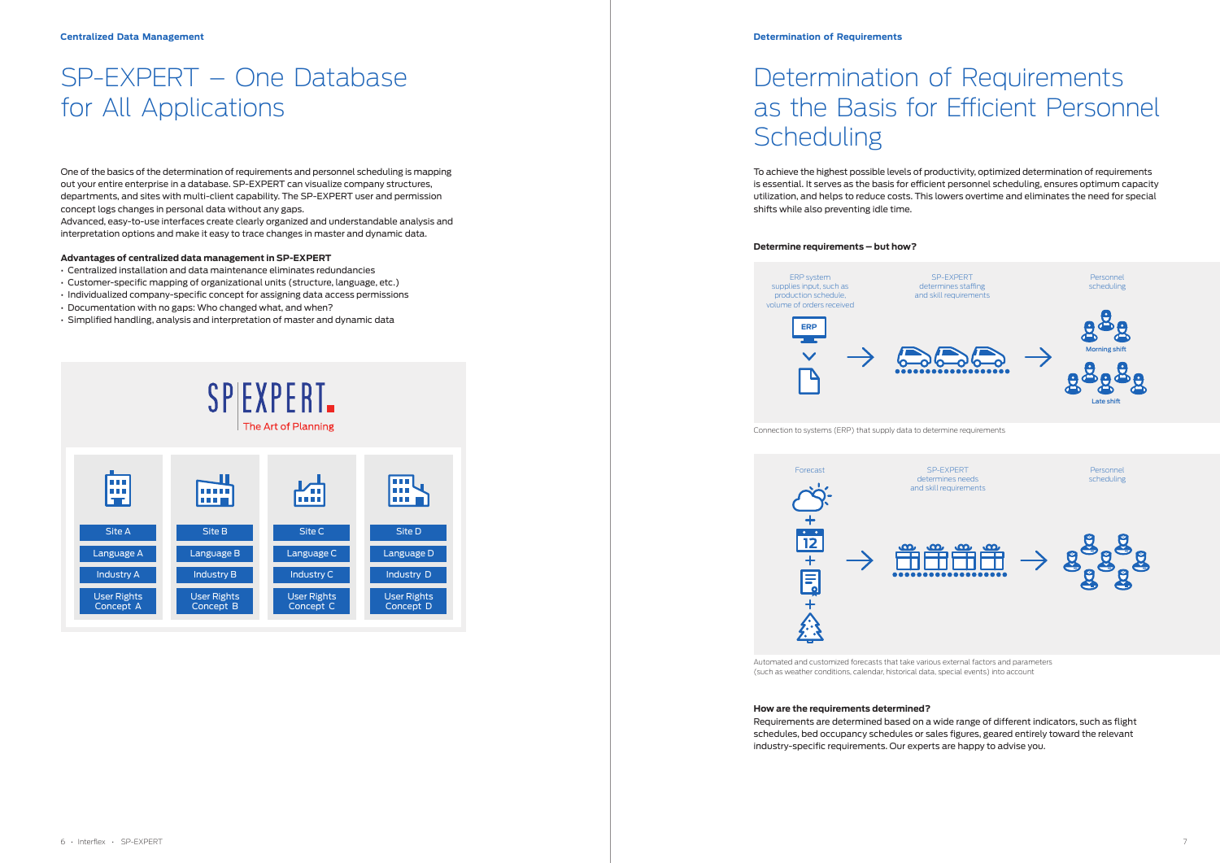# SP-EXPERT – One Database for All Applications

One of the basics of the determination of requirements and personnel scheduling is mapping out your entire enterprise in a database. SP-EXPERT can visualize company structures, departments, and sites with multi-client capability. The SP-EXPERT user and permission concept logs changes in personal data without any gaps.
Advanced, easy-to-use interfaces create clearly organized and understandable analysis and interpretation options and make it easy to trace changes in master and dynamic data.

**Advantages of centralized data management in SP-EXPERT**

- Centralized installation and data maintenance eliminates redundancies
- Customer-specific mapping of organizational units (structure, language, etc.)
- Individualized company-specific concept for assigning data access permissions
- Documentation with no gaps: Who changed what, and when?
- Simplified handling, analysis and interpretation of master and dynamic data

SP EXPERT. The Art of Planning

| Site A | Site B | Site C | Site D |
|---|---|---|---|
| Language A | Language B | Language C | Language D |
| Industry A | Industry B | Industry C | Industry D |
| User Rights Concept A | User Rights Concept B | User Rights Concept C | User Rights Concept D |

# Determination of Requirements as the Basis for Efficient Personnel Scheduling

To achieve the highest possible levels of productivity, optimized determination of requirements is essential. It serves as the basis for efficient personnel scheduling, ensures optimum capacity utilization, and helps to reduce costs. This lowers overtime and eliminates the need for special shifts while also preventing idle time.

**Determine requirements – but how?**

ERP system supplies input, such as production schedule, volume of orders received → SP-EXPERT determines staffing and skill requirements → Personnel scheduling (Morning shift, Late shift)

Connection to systems (ERP) that supply data to determine requirements

Forecast → SP-EXPERT determines needs and skill requirements → Personnel scheduling

Automated and customized forecasts that take various external factors and parameters (such as weather conditions, calendar, historical data, special events) into account

**How are the requirements determined?**

Requirements are determined based on a wide range of different indicators, such as flight schedules, bed occupancy schedules or sales figures, geared entirely toward the relevant industry-specific requirements. Our experts are happy to advise you.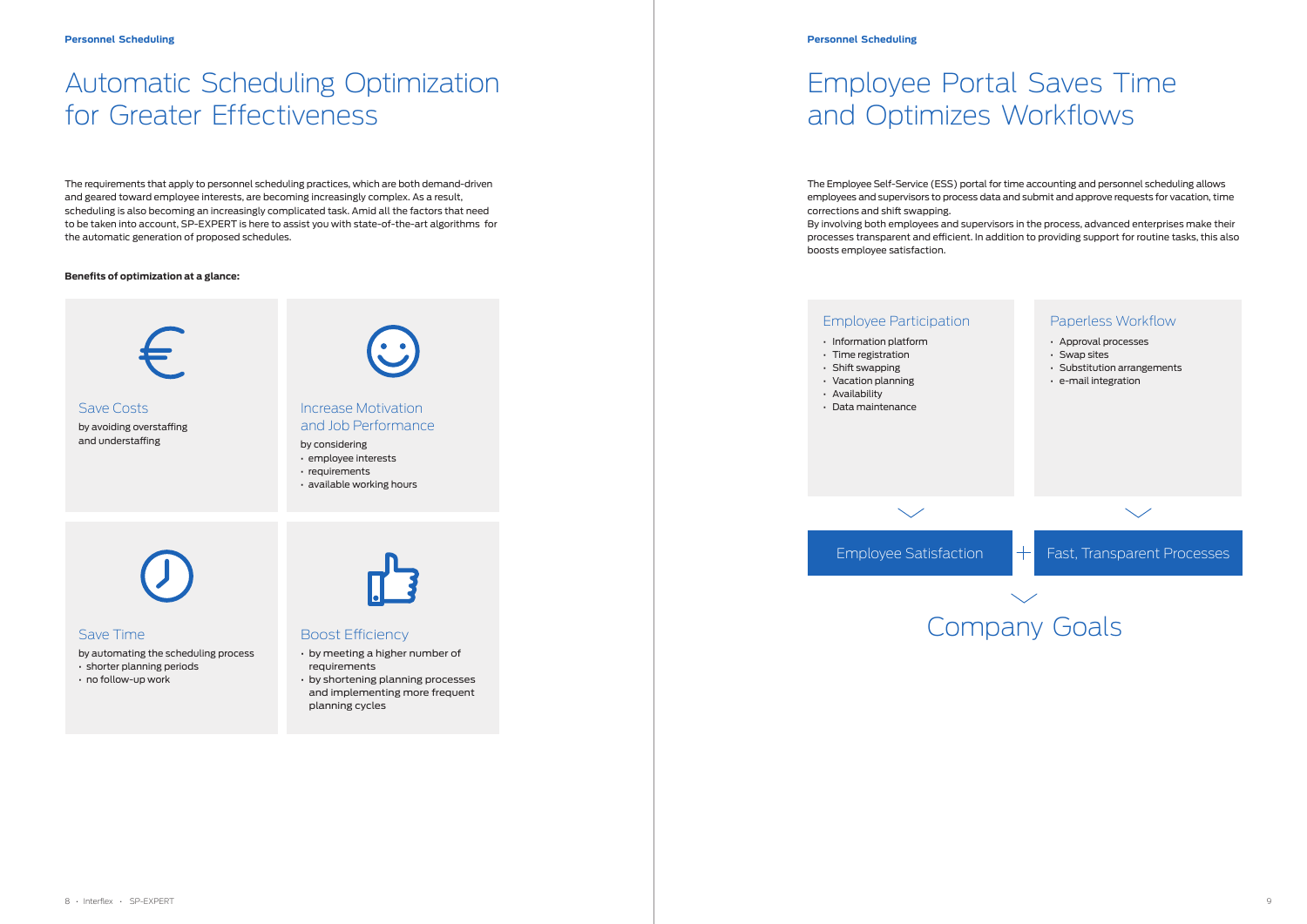# Automatic Scheduling Optimization for Greater Effectiveness

The requirements that apply to personnel scheduling practices, which are both demand-driven and geared toward employee interests, are becoming increasingly complex. As a result, scheduling is also becoming an increasingly complicated task. Amid all the factors that need to be taken into account, SP-EXPERT is here to assist you with state-of-the-art algorithms for the automatic generation of proposed schedules.

**Benefits of optimization at a glance:**

### Save Costs

by avoiding overstaffing and understaffing

### Increase Motivation and Job Performance

by considering

- employee interests
- requirements
- available working hours

### Save Time

by automating the scheduling process

- shorter planning periods
- no follow-up work

### Boost Efficiency

- by meeting a higher number of requirements
- by shortening planning processes and implementing more frequent planning cycles

# Employee Portal Saves Time and Optimizes Workflows

The Employee Self-Service (ESS) portal for time accounting and personnel scheduling allows employees and supervisors to process data and submit and approve requests for vacation, time corrections and shift swapping.
By involving both employees and supervisors in the process, advanced enterprises make their processes transparent and efficient. In addition to providing support for routine tasks, this also boosts employee satisfaction.

### Employee Participation

- Information platform
- Time registration
- Shift swapping
- Vacation planning
- Availability
- Data maintenance

### Paperless Workflow

- Approval processes
- Swap sites
- Substitution arrangements
- e-mail integration

Employee Satisfaction + Fast, Transparent Processes

## Company Goals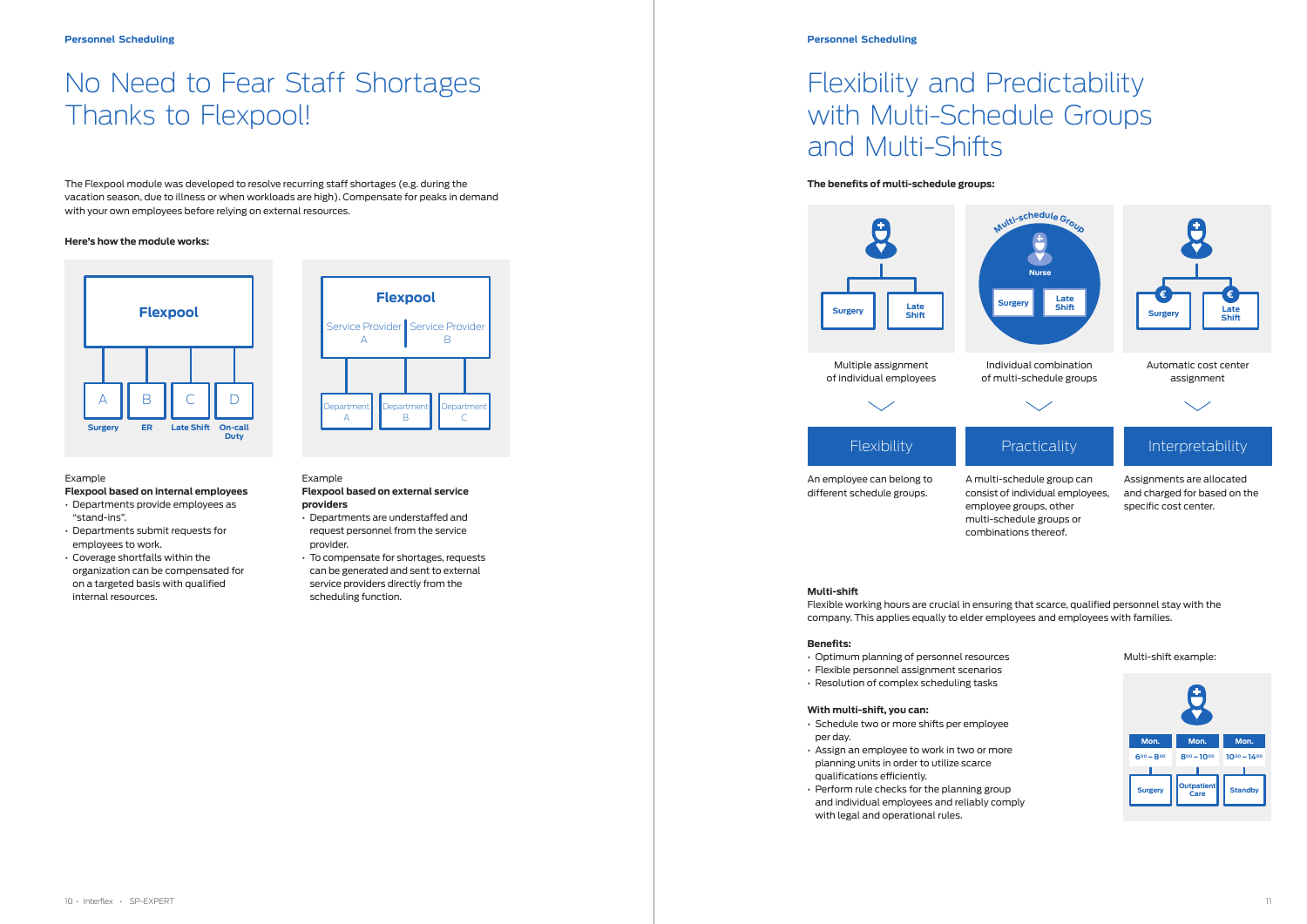## No Need to Fear Staff Shortages Thanks to Flexpool!

The Flexpool module was developed to resolve recurring staff shortages (e.g. during the vacation season, due to illness or when workloads are high). Compensate for peaks in demand with your own employees before relying on external resources.

**Here's how the module works:**

Flexpool

A Surgery | B ER | C Late Shift | D On-call Duty

Example
**Flexpool based on internal employees**

- Departments provide employees as "stand-ins".
- Departments submit requests for employees to work.
- Coverage shortfalls within the organization can be compensated for on a targeted basis with qualified internal resources.

Flexpool
Service Provider A | Service Provider B

Department A | Department B | Department C

Example
**Flexpool based on external service providers**

- Departments are understaffed and request personnel from the service provider.
- To compensate for shortages, requests can be generated and sent to external service providers directly from the scheduling function.

## Flexibility and Predictability with Multi-Schedule Groups and Multi-Shifts

**The benefits of multi-schedule groups:**

Surgery | Late Shift
Multiple assignment of individual employees

Multi-schedule Group – Nurse – Surgery | Late Shift
Individual combination of multi-schedule groups

€ Surgery | € Late Shift
Automatic cost center assignment

**Flexibility**
An employee can belong to different schedule groups.

**Practicality**
A multi-schedule group can consist of individual employees, employee groups, other multi-schedule groups or combinations thereof.

**Interpretability**
Assignments are allocated and charged for based on the specific cost center.

**Multi-shift**
Flexible working hours are crucial in ensuring that scarce, qualified personnel stay with the company. This applies equally to elder employees and employees with families.

**Benefits:**

- Optimum planning of personnel resources
- Flexible personnel assignment scenarios
- Resolution of complex scheduling tasks

**With multi-shift, you can:**

- Schedule two or more shifts per employee per day.
- Assign an employee to work in two or more planning units in order to utilize scarce qualifications efficiently.
- Perform rule checks for the planning group and individual employees and reliably comply with legal and operational rules.

Multi-shift example:

| Mon. | Mon. | Mon. |
|---|---|---|
| 6⁰⁰ – 8⁰⁰ | 8⁰⁰ – 10⁰⁰ | 10⁰⁰ – 14⁰⁰ |
| Surgery | Outpatient Care | Standby |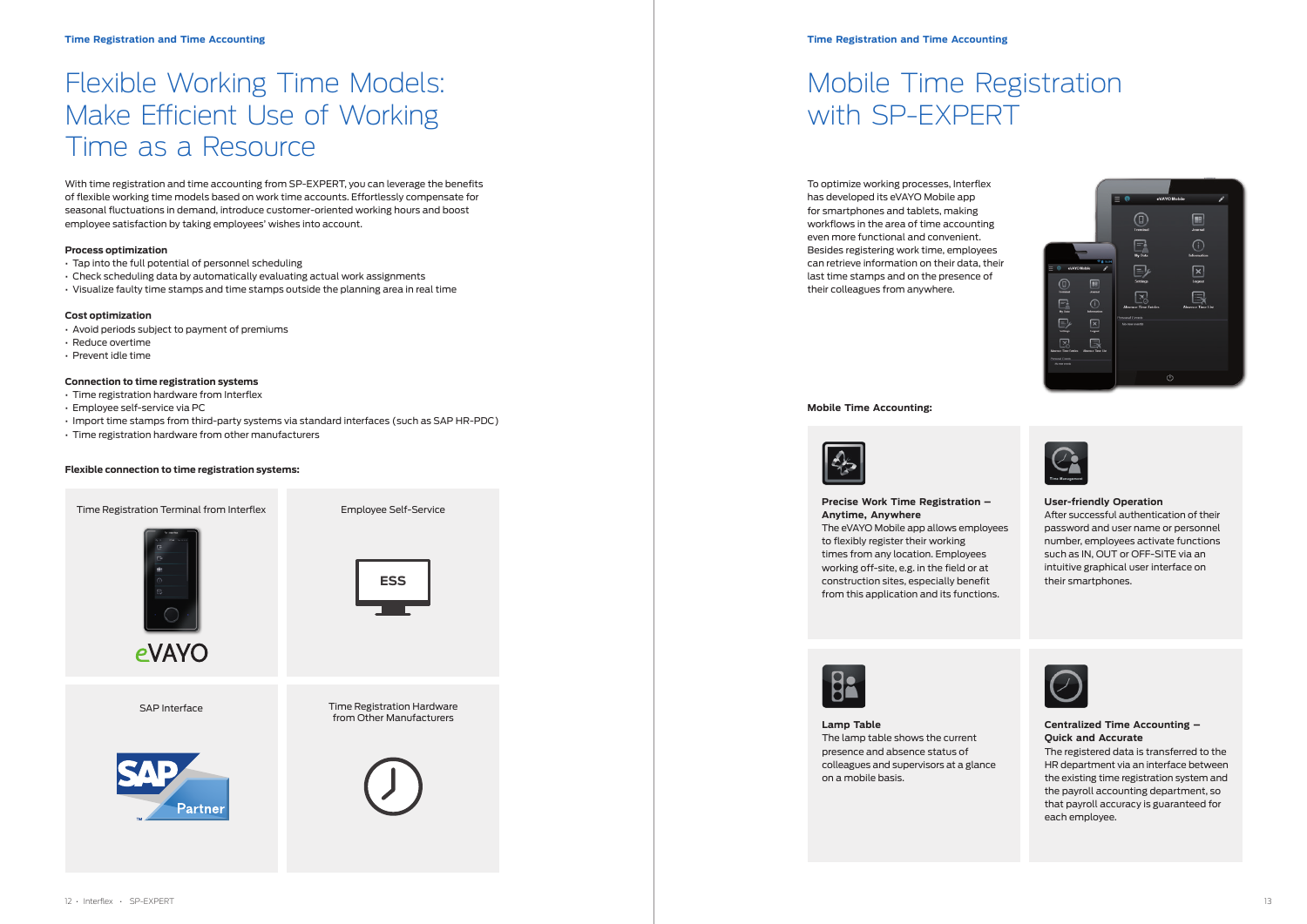# Flexible Working Time Models: Make Efficient Use of Working Time as a Resource

With time registration and time accounting from SP-EXPERT, you can leverage the benefits of flexible working time models based on work time accounts. Effortlessly compensate for seasonal fluctuations in demand, introduce customer-oriented working hours and boost employee satisfaction by taking employees' wishes into account.

**Process optimization**

- Tap into the full potential of personnel scheduling
- Check scheduling data by automatically evaluating actual work assignments
- Visualize faulty time stamps and time stamps outside the planning area in real time

**Cost optimization**

- Avoid periods subject to payment of premiums
- Reduce overtime
- Prevent idle time

**Connection to time registration systems**

- Time registration hardware from Interflex
- Employee self-service via PC
- Import time stamps from third-party systems via standard interfaces (such as SAP HR-PDC)
- Time registration hardware from other manufacturers

**Flexible connection to time registration systems:**

Time Registration Terminal from Interflex

eVAYO

Employee Self-Service

ESS

SAP Interface

SAP Partner

Time Registration Hardware from Other Manufacturers

# Mobile Time Registration with SP-EXPERT

To optimize working processes, Interflex has developed its eVAYO Mobile app for smartphones and tablets, making workflows in the area of time accounting even more functional and convenient. Besides registering work time, employees can retrieve information on their data, their last time stamps and on the presence of their colleagues from anywhere.

**Mobile Time Accounting:**

**Precise Work Time Registration – Anytime, Anywhere**
The eVAYO Mobile app allows employees to flexibly register their working times from any location. Employees working off-site, e.g. in the field or at construction sites, especially benefit from this application and its functions.

**User-friendly Operation**
After successful authentication of their password and user name or personnel number, employees activate functions such as IN, OUT or OFF-SITE via an intuitive graphical user interface on their smartphones.

**Lamp Table**
The lamp table shows the current presence and absence status of colleagues and supervisors at a glance on a mobile basis.

**Centralized Time Accounting – Quick and Accurate**
The registered data is transferred to the HR department via an interface between the existing time registration system and the payroll accounting department, so that payroll accuracy is guaranteed for each employee.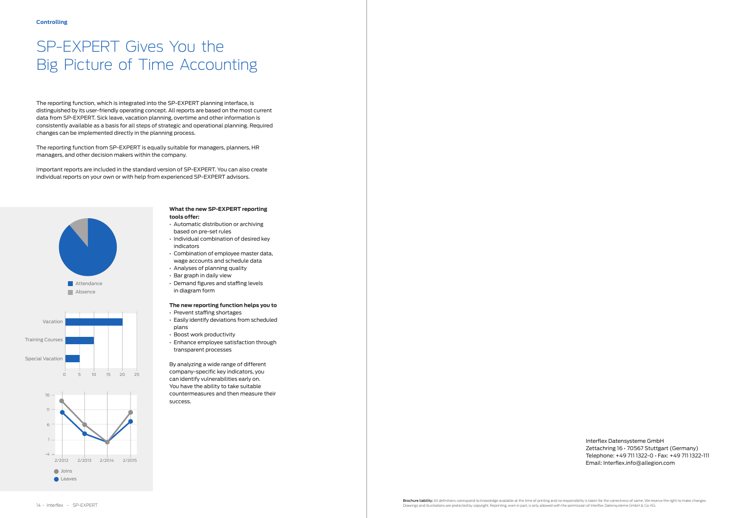Controlling

# SP-EXPERT Gives You the Big Picture of Time Accounting

The reporting function, which is integrated into the SP-EXPERT planning interface, is distinguished by its user-friendly operating concept. All reports are based on the most current data from SP-EXPERT. Sick leave, vacation planning, overtime and other information is consistently available as a basis for all steps of strategic and operational planning. Required changes can be implemented directly in the planning process.

The reporting function from SP-EXPERT is equally suitable for managers, planners, HR managers, and other decision makers within the company.

Important reports are included in the standard version of SP-EXPERT. You can also create individual reports on your own or with help from experienced SP-EXPERT advisors.

**What the new SP-EXPERT reporting tools offer:**

- Automatic distribution or archiving based on pre-set rules
- Individual combination of desired key indicators
- Combination of employee master data, wage accounts and schedule data
- Analyses of planning quality
- Bar graph in daily view
- Demand figures and staffing levels in diagram form

**The new reporting function helps you to**

- Prevent staffing shortages
- Easily identify deviations from scheduled plans
- Boost work productivity
- Enhance employee satisfaction through transparent processes

By analyzing a wide range of different company-specific key indicators, you can identify vulnerabilities early on. You have the ability to take suitable countermeasures and then measure their success.

Interflex Datensysteme GmbH
Zettachring 16 · 70567 Stuttgart (Germany)
Telephone: +49 711 1322-0 · Fax: +49 711 1322-111
Email: Interflex.info@allegion.com

**Brochure liability:** All definitions correspond to knowledge available at the time of printing and no responsibility is taken for the correctness of same. We reserve the right to make changes. Drawings and illustrations are protected by copyright. Reprinting, even in part, is only allowed with the permission of Interflex Datensysteme GmbH & Co. KG.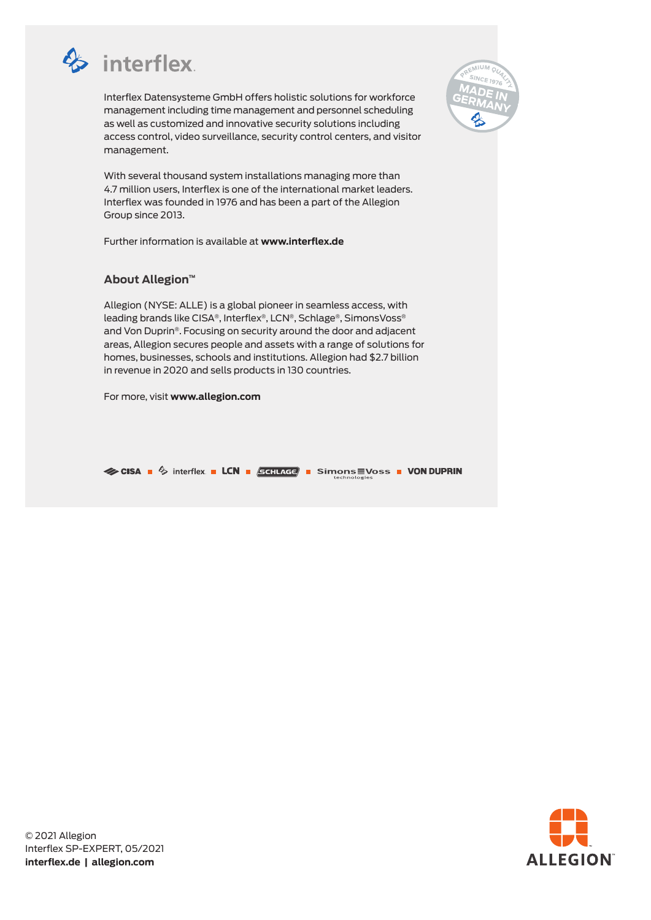# interflex

Interflex Datensysteme GmbH offers holistic solutions for workforce management including time management and personnel scheduling as well as customized and innovative security solutions including access control, video surveillance, security control centers, and visitor management.

With several thousand system installations managing more than 4.7 million users, Interflex is one of the international market leaders. Interflex was founded in 1976 and has been a part of the Allegion Group since 2013.

Further information is available at **www.interflex.de**

PREMIUM QUALITY SINCE 1976 MADE IN GERMANY

## About Allegion™

Allegion (NYSE: ALLE) is a global pioneer in seamless access, with leading brands like CISA®, Interflex®, LCN®, Schlage®, SimonsVoss® and Von Duprin®. Focusing on security around the door and adjacent areas, Allegion secures people and assets with a range of solutions for homes, businesses, schools and institutions. Allegion had $2.7 billion in revenue in 2020 and sells products in 130 countries.

For more, visit **www.allegion.com**

CISA ■ interflex ■ LCN ■ SCHLAGE ■ SimonsVoss technologies ■ VON DUPRIN

© 2021 Allegion
Interflex SP-EXPERT, 05/2021
**interflex.de | allegion.com**

ALLEGION™